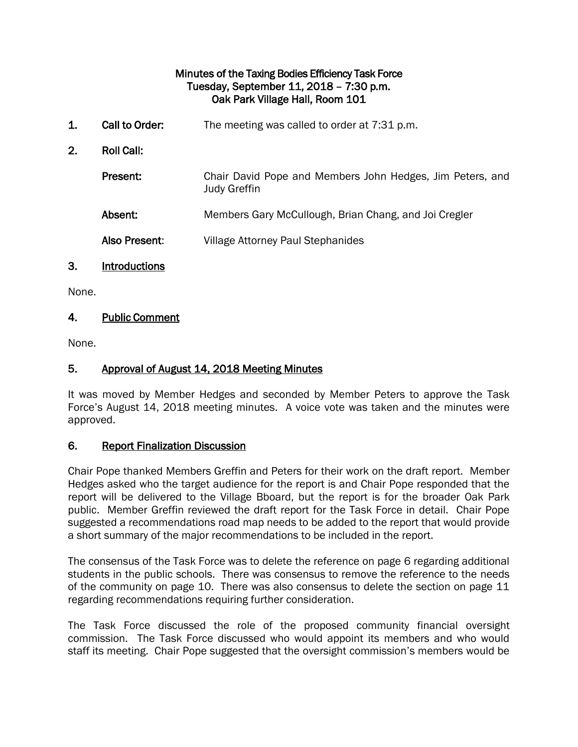# Minutes of the Taxing Bodies Efficiency Task Force
## Tuesday, September 11, 2018 – 7:30 p.m.
## Oak Park Village Hall, Room 101

**1. Call to Order:** The meeting was called to order at 7:31 p.m.

**2. Roll Call:**

**Present:** Chair David Pope and Members John Hedges, Jim Peters, and Judy Greffin

**Absent:** Members Gary McCullough, Brian Chang, and Joi Cregler

**Also Present:** Village Attorney Paul Stephanides

## 3. Introductions

None.

## 4. Public Comment

None.

## 5. Approval of August 14, 2018 Meeting Minutes

It was moved by Member Hedges and seconded by Member Peters to approve the Task Force's August 14, 2018 meeting minutes. A voice vote was taken and the minutes were approved.

## 6. Report Finalization Discussion

Chair Pope thanked Members Greffin and Peters for their work on the draft report. Member Hedges asked who the target audience for the report is and Chair Pope responded that the report will be delivered to the Village Bboard, but the report is for the broader Oak Park public. Member Greffin reviewed the draft report for the Task Force in detail. Chair Pope suggested a recommendations road map needs to be added to the report that would provide a short summary of the major recommendations to be included in the report.

The consensus of the Task Force was to delete the reference on page 6 regarding additional students in the public schools. There was consensus to remove the reference to the needs of the community on page 10. There was also consensus to delete the section on page 11 regarding recommendations requiring further consideration.

The Task Force discussed the role of the proposed community financial oversight commission. The Task Force discussed who would appoint its members and who would staff its meeting. Chair Pope suggested that the oversight commission's members would be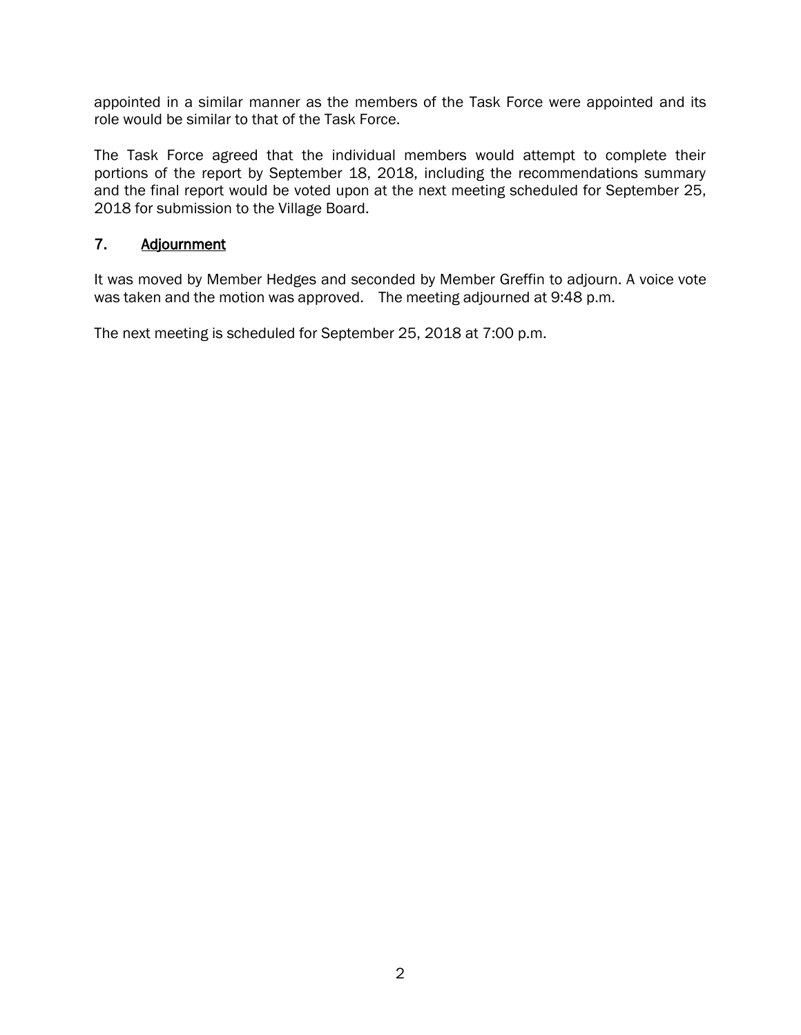appointed in a similar manner as the members of the Task Force were appointed and its role would be similar to that of the Task Force.

The Task Force agreed that the individual members would attempt to complete their portions of the report by September 18, 2018, including the recommendations summary and the final report would be voted upon at the next meeting scheduled for September 25, 2018 for submission to the Village Board.

## 7. Adjournment

It was moved by Member Hedges and seconded by Member Greffin to adjourn. A voice vote was taken and the motion was approved. The meeting adjourned at 9:48 p.m.

The next meeting is scheduled for September 25, 2018 at 7:00 p.m.